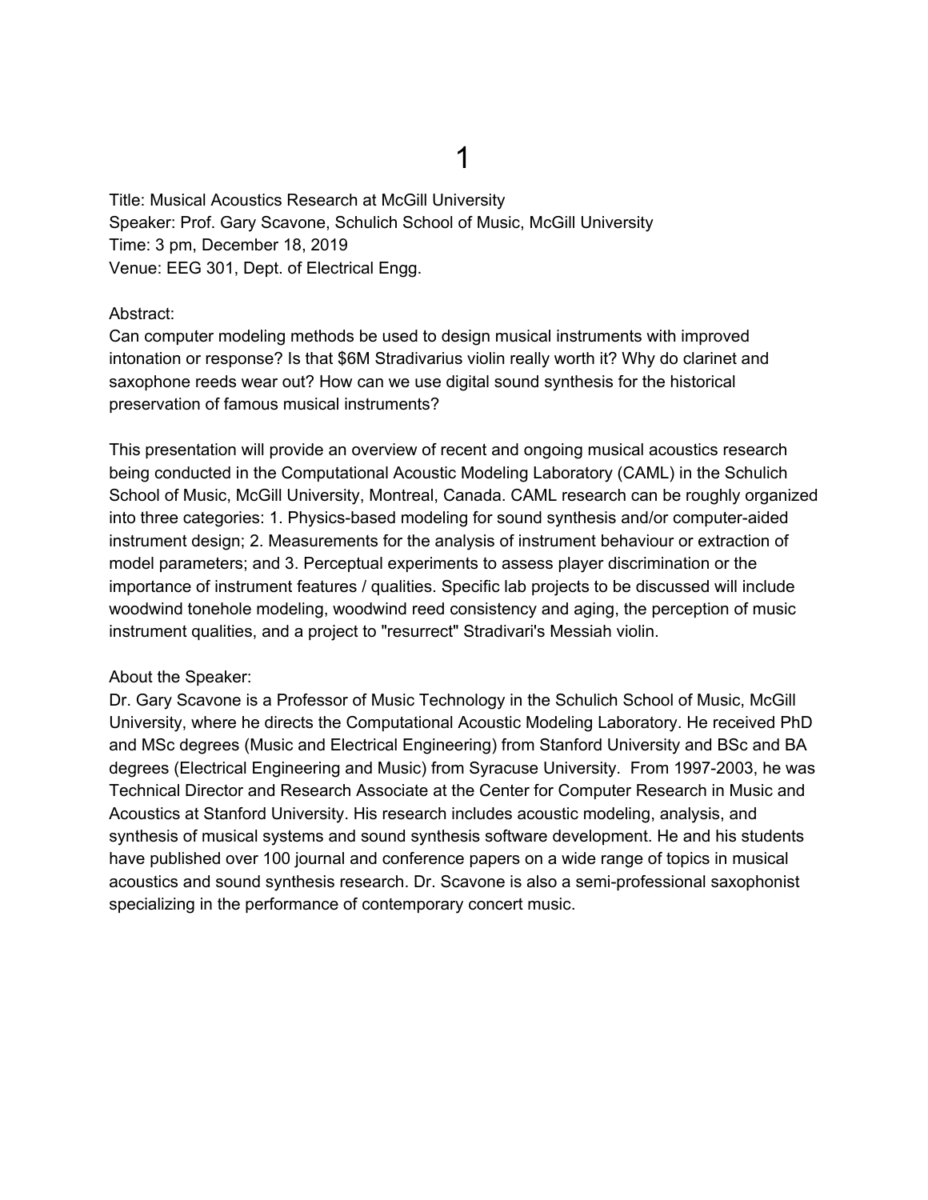# 1

Title: Musical Acoustics Research at McGill University
Speaker: Prof. Gary Scavone, Schulich School of Music, McGill University
Time: 3 pm, December 18, 2019
Venue: EEG 301, Dept. of Electrical Engg.

Abstract:
Can computer modeling methods be used to design musical instruments with improved intonation or response? Is that $6M Stradivarius violin really worth it? Why do clarinet and saxophone reeds wear out? How can we use digital sound synthesis for the historical preservation of famous musical instruments?

This presentation will provide an overview of recent and ongoing musical acoustics research being conducted in the Computational Acoustic Modeling Laboratory (CAML) in the Schulich School of Music, McGill University, Montreal, Canada. CAML research can be roughly organized into three categories: 1. Physics-based modeling for sound synthesis and/or computer-aided instrument design; 2. Measurements for the analysis of instrument behaviour or extraction of model parameters; and 3. Perceptual experiments to assess player discrimination or the importance of instrument features / qualities. Specific lab projects to be discussed will include woodwind tonehole modeling, woodwind reed consistency and aging, the perception of music instrument qualities, and a project to "resurrect" Stradivari's Messiah violin.

About the Speaker:
Dr. Gary Scavone is a Professor of Music Technology in the Schulich School of Music, McGill University, where he directs the Computational Acoustic Modeling Laboratory. He received PhD and MSc degrees (Music and Electrical Engineering) from Stanford University and BSc and BA degrees (Electrical Engineering and Music) from Syracuse University. From 1997-2003, he was Technical Director and Research Associate at the Center for Computer Research in Music and Acoustics at Stanford University. His research includes acoustic modeling, analysis, and synthesis of musical systems and sound synthesis software development. He and his students have published over 100 journal and conference papers on a wide range of topics in musical acoustics and sound synthesis research. Dr. Scavone is also a semi-professional saxophonist specializing in the performance of contemporary concert music.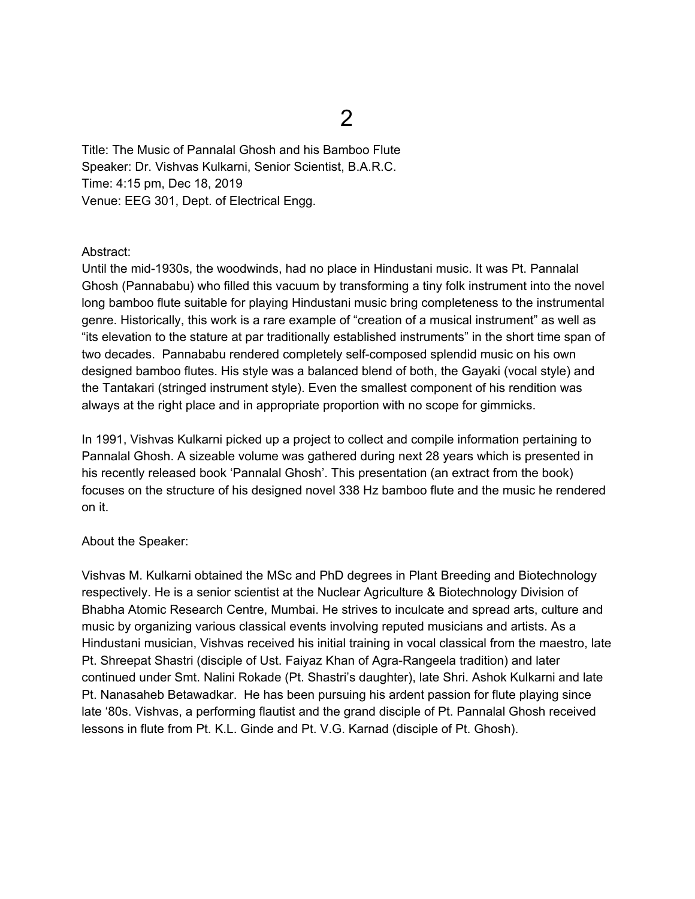Title: The Music of Pannalal Ghosh and his Bamboo Flute
Speaker: Dr. Vishvas Kulkarni, Senior Scientist, B.A.R.C.
Time: 4:15 pm, Dec 18, 2019
Venue: EEG 301, Dept. of Electrical Engg.

Abstract:
Until the mid-1930s, the woodwinds, had no place in Hindustani music. It was Pt. Pannalal Ghosh (Pannababu) who filled this vacuum by transforming a tiny folk instrument into the novel long bamboo flute suitable for playing Hindustani music bring completeness to the instrumental genre. Historically, this work is a rare example of “creation of a musical instrument” as well as “its elevation to the stature at par traditionally established instruments” in the short time span of two decades. Pannababu rendered completely self-composed splendid music on his own designed bamboo flutes. His style was a balanced blend of both, the Gayaki (vocal style) and the Tantakari (stringed instrument style). Even the smallest component of his rendition was always at the right place and in appropriate proportion with no scope for gimmicks.

In 1991, Vishvas Kulkarni picked up a project to collect and compile information pertaining to Pannalal Ghosh. A sizeable volume was gathered during next 28 years which is presented in his recently released book ‘Pannalal Ghosh’. This presentation (an extract from the book) focuses on the structure of his designed novel 338 Hz bamboo flute and the music he rendered on it.

About the Speaker:

Vishvas M. Kulkarni obtained the MSc and PhD degrees in Plant Breeding and Biotechnology respectively. He is a senior scientist at the Nuclear Agriculture & Biotechnology Division of Bhabha Atomic Research Centre, Mumbai. He strives to inculcate and spread arts, culture and music by organizing various classical events involving reputed musicians and artists. As a Hindustani musician, Vishvas received his initial training in vocal classical from the maestro, late Pt. Shreepat Shastri (disciple of Ust. Faiyaz Khan of Agra-Rangeela tradition) and later continued under Smt. Nalini Rokade (Pt. Shastri’s daughter), late Shri. Ashok Kulkarni and late Pt. Nanasaheb Betawadkar. He has been pursuing his ardent passion for flute playing since late ‘80s. Vishvas, a performing flautist and the grand disciple of Pt. Pannalal Ghosh received lessons in flute from Pt. K.L. Ginde and Pt. V.G. Karnad (disciple of Pt. Ghosh).